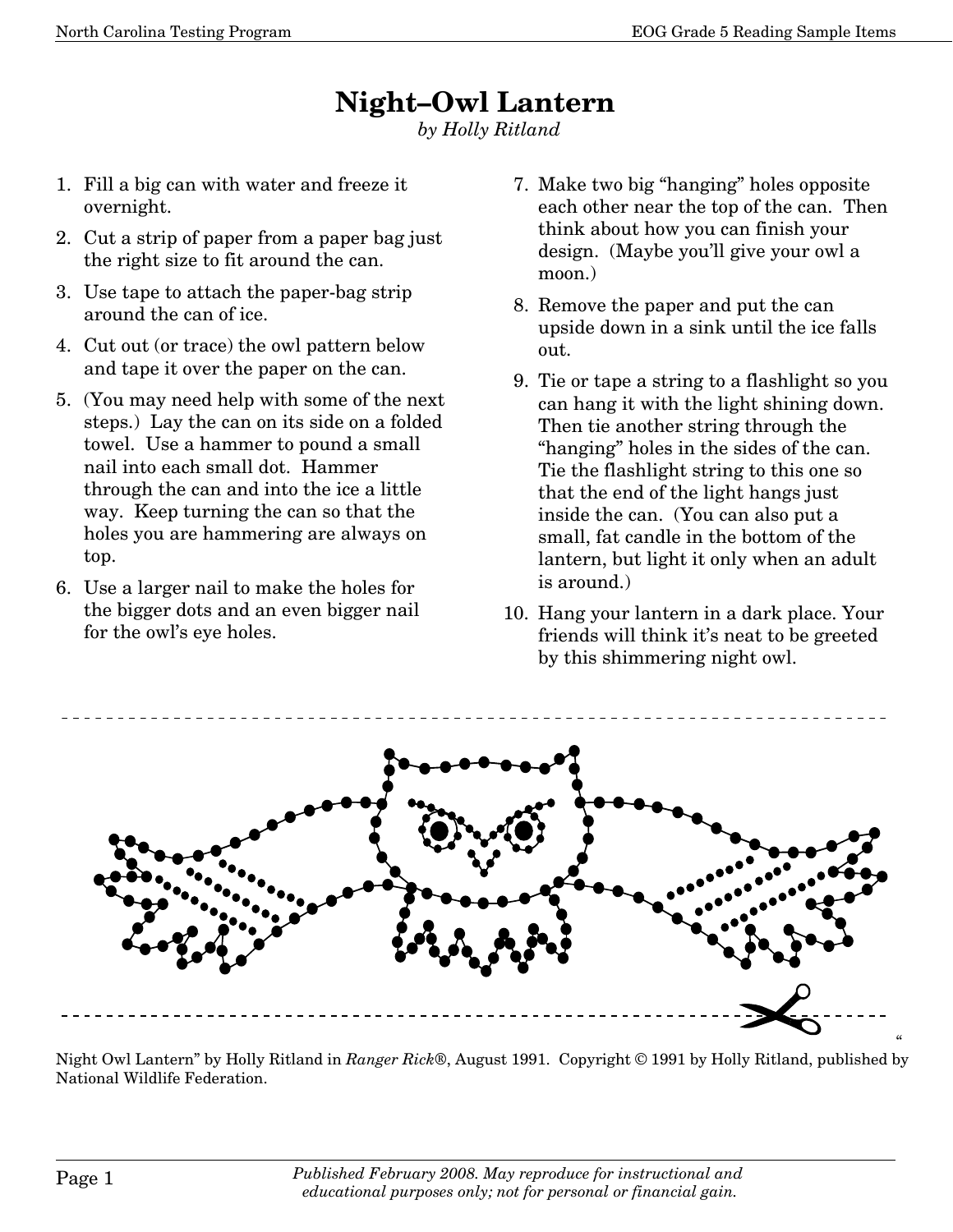# Night–Owl Lantern

*by Holly Ritland*

1. Fill a big can with water and freeze it overnight.
2. Cut a strip of paper from a paper bag just the right size to fit around the can.
3. Use tape to attach the paper-bag strip around the can of ice.
4. Cut out (or trace) the owl pattern below and tape it over the paper on the can.
5. (You may need help with some of the next steps.) Lay the can on its side on a folded towel. Use a hammer to pound a small nail into each small dot. Hammer through the can and into the ice a little way. Keep turning the can so that the holes you are hammering are always on top.
6. Use a larger nail to make the holes for the bigger dots and an even bigger nail for the owl's eye holes.
7. Make two big "hanging" holes opposite each other near the top of the can. Then think about how you can finish your design. (Maybe you'll give your owl a moon.)
8. Remove the paper and put the can upside down in a sink until the ice falls out.
9. Tie or tape a string to a flashlight so you can hang it with the light shining down. Then tie another string through the "hanging" holes in the sides of the can. Tie the flashlight string to this one so that the end of the light hangs just inside the can. (You can also put a small, fat candle in the bottom of the lantern, but light it only when an adult is around.)
10. Hang your lantern in a dark place. Your friends will think it's neat to be greeted by this shimmering night owl.

"Night Owl Lantern" by Holly Ritland in *Ranger Rick®*, August 1991. Copyright © 1991 by Holly Ritland, published by National Wildlife Federation.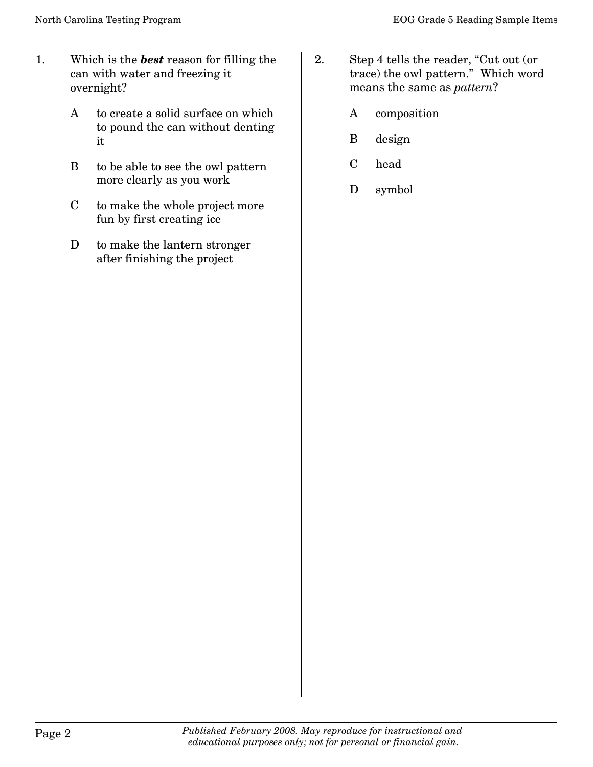1. Which is the ***best*** reason for filling the can with water and freezing it overnight?

   A to create a solid surface on which to pound the can without denting it

   B to be able to see the owl pattern more clearly as you work

   C to make the whole project more fun by first creating ice

   D to make the lantern stronger after finishing the project

2. Step 4 tells the reader, "Cut out (or trace) the owl pattern." Which word means the same as *pattern*?

   A composition

   B design

   C head

   D symbol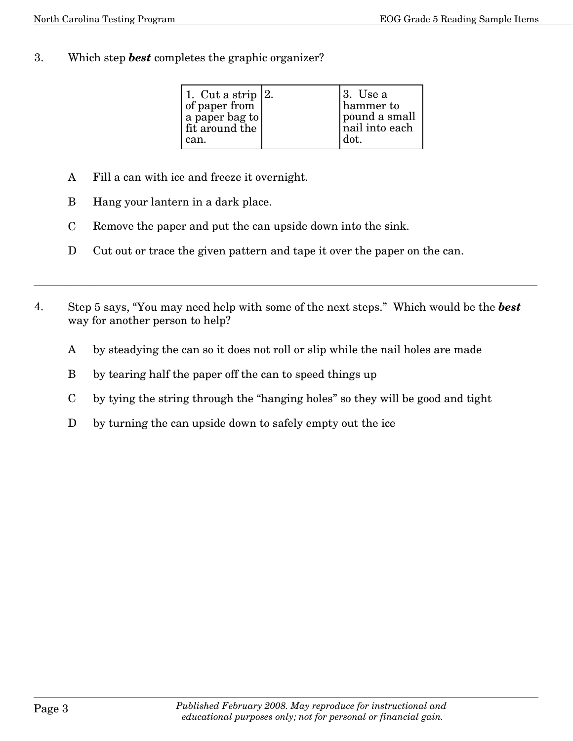3. Which step ***best*** completes the graphic organizer?

| 1. Cut a strip of paper from a paper bag to fit around the can. | 2. | 3. Use a hammer to pound a small nail into each dot. |
|---|---|---|

A Fill a can with ice and freeze it overnight.

B Hang your lantern in a dark place.

C Remove the paper and put the can upside down into the sink.

D Cut out or trace the given pattern and tape it over the paper on the can.

---

4. Step 5 says, "You may need help with some of the next steps." Which would be the ***best*** way for another person to help?

A by steadying the can so it does not roll or slip while the nail holes are made

B by tearing half the paper off the can to speed things up

C by tying the string through the "hanging holes" so they will be good and tight

D by turning the can upside down to safely empty out the ice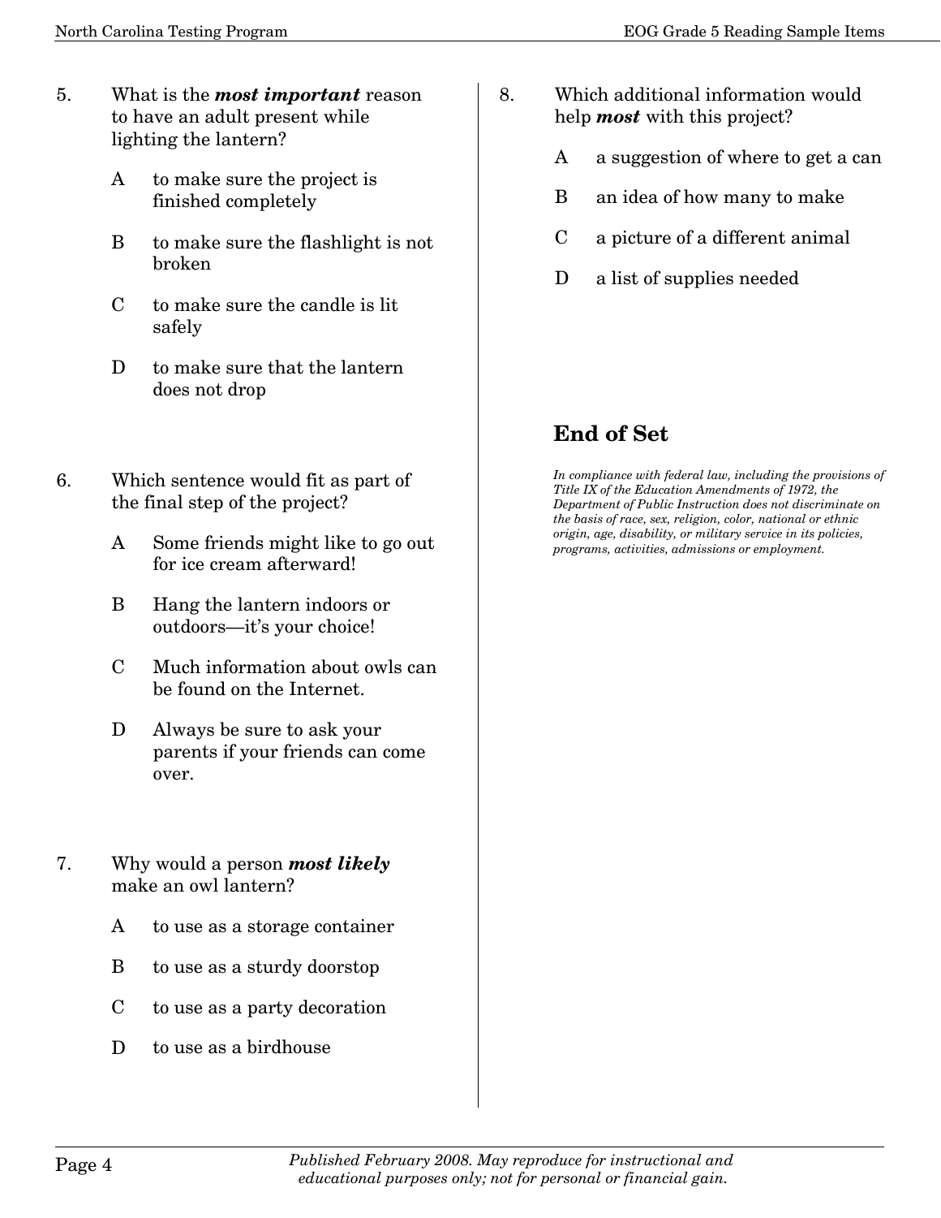5. What is the ***most important*** reason to have an adult present while lighting the lantern?

   A to make sure the project is finished completely

   B to make sure the flashlight is not broken

   C to make sure the candle is lit safely

   D to make sure that the lantern does not drop

6. Which sentence would fit as part of the final step of the project?

   A Some friends might like to go out for ice cream afterward!

   B Hang the lantern indoors or outdoors—it's your choice!

   C Much information about owls can be found on the Internet.

   D Always be sure to ask your parents if your friends can come over.

7. Why would a person ***most likely*** make an owl lantern?

   A to use as a storage container

   B to use as a sturdy doorstop

   C to use as a party decoration

   D to use as a birdhouse

8. Which additional information would help ***most*** with this project?

   A a suggestion of where to get a can

   B an idea of how many to make

   C a picture of a different animal

   D a list of supplies needed

## End of Set

*In compliance with federal law, including the provisions of Title IX of the Education Amendments of 1972, the Department of Public Instruction does not discriminate on the basis of race, sex, religion, color, national or ethnic origin, age, disability, or military service in its policies, programs, activities, admissions or employment.*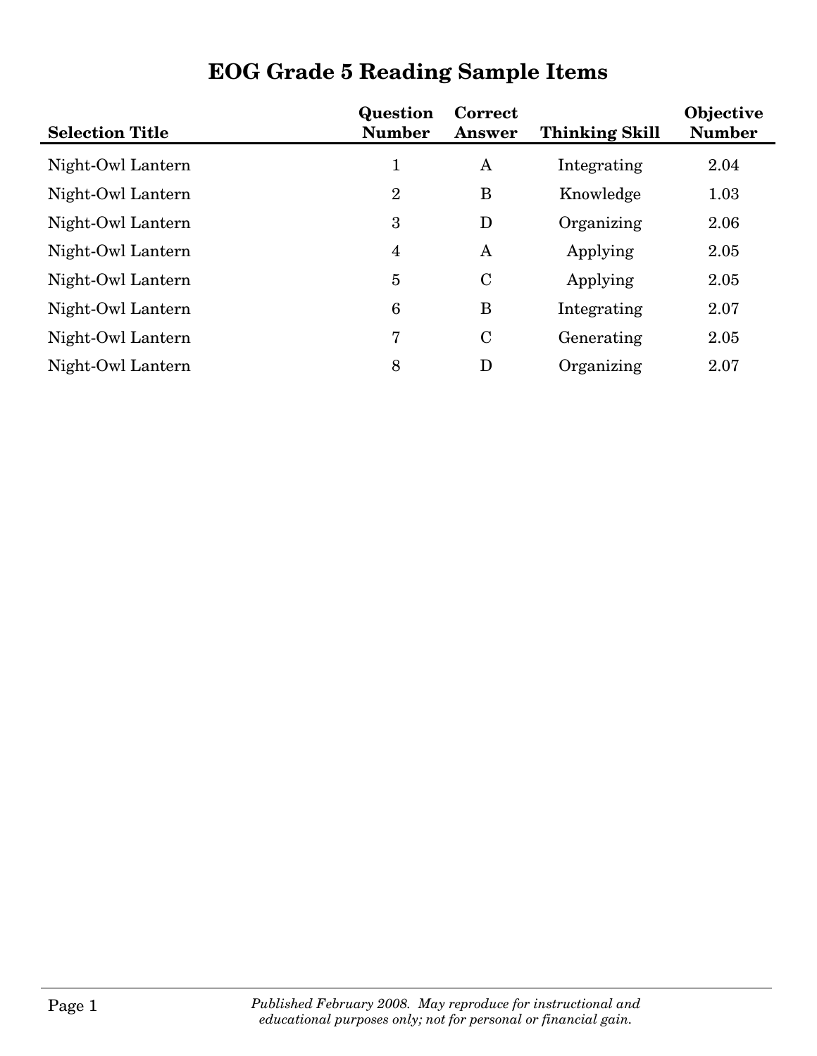# EOG Grade 5 Reading Sample Items

| Selection Title | Question Number | Correct Answer | Thinking Skill | Objective Number |
|---|---|---|---|---|
| Night-Owl Lantern | 1 | A | Integrating | 2.04 |
| Night-Owl Lantern | 2 | B | Knowledge | 1.03 |
| Night-Owl Lantern | 3 | D | Organizing | 2.06 |
| Night-Owl Lantern | 4 | A | Applying | 2.05 |
| Night-Owl Lantern | 5 | C | Applying | 2.05 |
| Night-Owl Lantern | 6 | B | Integrating | 2.07 |
| Night-Owl Lantern | 7 | C | Generating | 2.05 |
| Night-Owl Lantern | 8 | D | Organizing | 2.07 |

*Published February 2008. May reproduce for instructional and educational purposes only; not for personal or financial gain.*